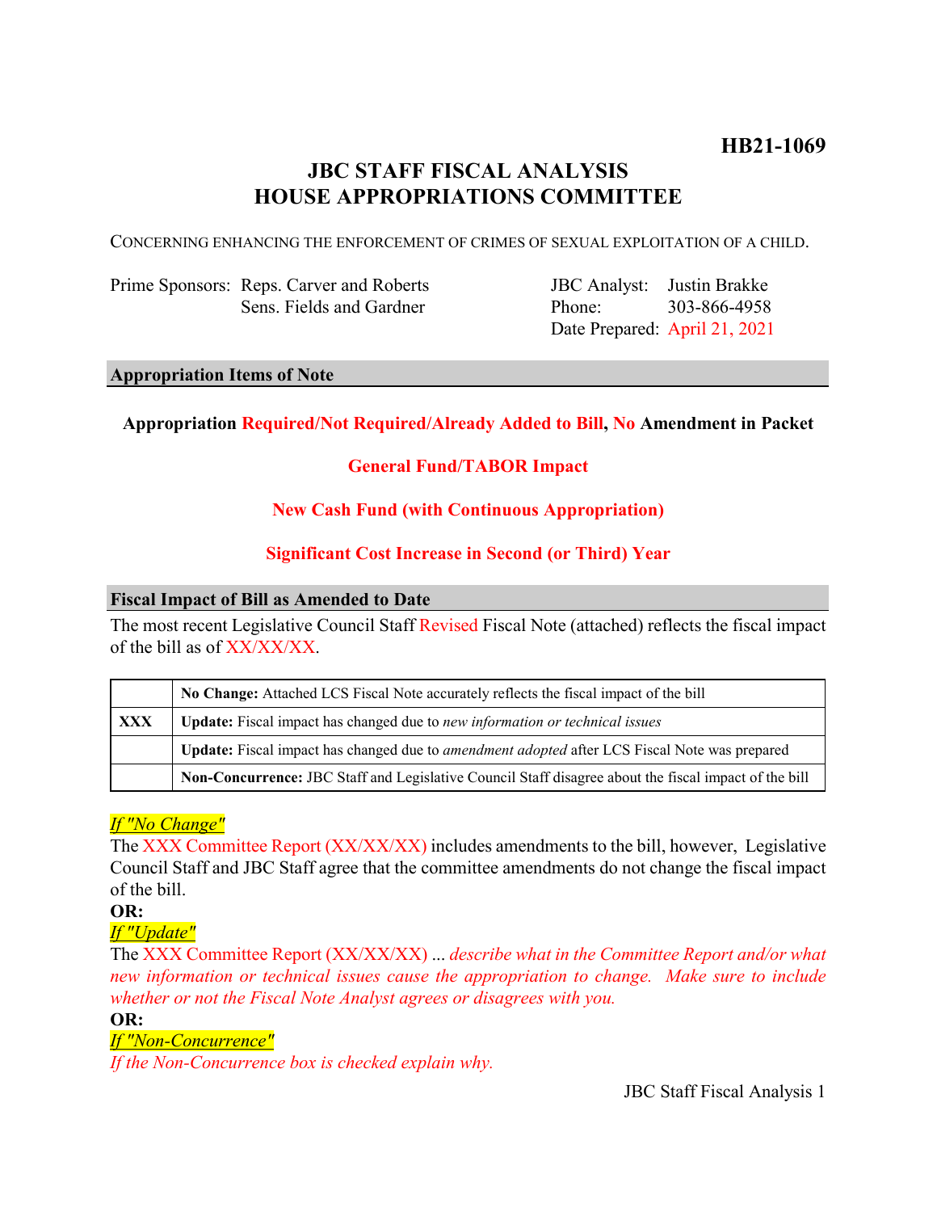**HB21-1069**

# JBC STAFF FISCAL ANALYSIS
# HOUSE APPROPRIATIONS COMMITTEE

CONCERNING ENHANCING THE ENFORCEMENT OF CRIMES OF SEXUAL EXPLOITATION OF A CHILD.

Prime Sponsors: Reps. Carver and Roberts
Sens. Fields and Gardner

JBC Analyst: Justin Brakke
Phone: 303-866-4958
Date Prepared: April 21, 2021

## Appropriation Items of Note

**Appropriation Required/Not Required/Already Added to Bill, No Amendment in Packet**

**General Fund/TABOR Impact**

**New Cash Fund (with Continuous Appropriation)**

**Significant Cost Increase in Second (or Third) Year**

## Fiscal Impact of Bill as Amended to Date

The most recent Legislative Council Staff Revised Fiscal Note (attached) reflects the fiscal impact of the bill as of XX/XX/XX.

| | |
|---|---|
| | **No Change:** Attached LCS Fiscal Note accurately reflects the fiscal impact of the bill |
| **XXX** | **Update:** Fiscal impact has changed due to *new information or technical issues* |
| | **Update:** Fiscal impact has changed due to *amendment adopted* after LCS Fiscal Note was prepared |
| | **Non-Concurrence:** JBC Staff and Legislative Council Staff disagree about the fiscal impact of the bill |

*If "No Change"*
The XXX Committee Report (XX/XX/XX) includes amendments to the bill, however, Legislative Council Staff and JBC Staff agree that the committee amendments do not change the fiscal impact of the bill.

**OR:**

*If "Update"*
The XXX Committee Report (XX/XX/XX) ... *describe what in the Committee Report and/or what new information or technical issues cause the appropriation to change. Make sure to include whether or not the Fiscal Note Analyst agrees or disagrees with you.*

**OR:**

*If "Non-Concurrence"*
*If the Non-Concurrence box is checked explain why.*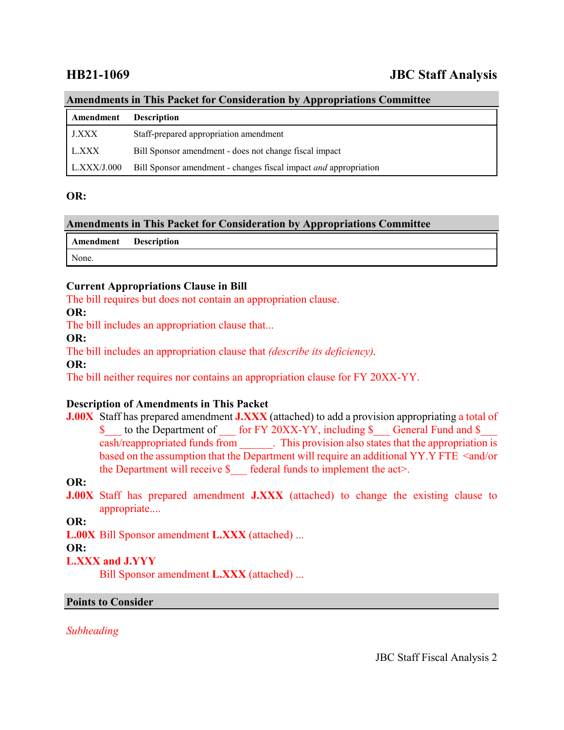## HB21-1069 JBC Staff Analysis

### Amendments in This Packet for Consideration by Appropriations Committee

| Amendment | Description |
|---|---|
| J.XXX | Staff-prepared appropriation amendment |
| L.XXX | Bill Sponsor amendment - does not change fiscal impact |
| L.XXX/J.000 | Bill Sponsor amendment - changes fiscal impact *and* appropriation |

**OR:**

### Amendments in This Packet for Consideration by Appropriations Committee

| Amendment | Description |
|---|---|
| None. | |

**Current Appropriations Clause in Bill**

The bill requires but does not contain an appropriation clause.

**OR:**

The bill includes an appropriation clause that...

**OR:**

The bill includes an appropriation clause that *(describe its deficiency).*

**OR:**

The bill neither requires nor contains an appropriation clause for FY 20XX-YY.

**Description of Amendments in This Packet**

**J.00X** Staff has prepared amendment **J.XXX** (attached) to add a provision appropriating a total of $___ to the Department of ___ for FY 20XX-YY, including $___ General Fund and $___ cash/reappropriated funds from ______. This provision also states that the appropriation is based on the assumption that the Department will require an additional YY.Y FTE <and/or the Department will receive $___ federal funds to implement the act>.

**OR:**

**J.00X** Staff has prepared amendment **J.XXX** (attached) to change the existing clause to appropriate....

**OR:**

**L.00X** Bill Sponsor amendment **L.XXX** (attached) ...

**OR:**

**L.XXX and J.YYY**

Bill Sponsor amendment **L.XXX** (attached) ...

### Points to Consider

*Subheading*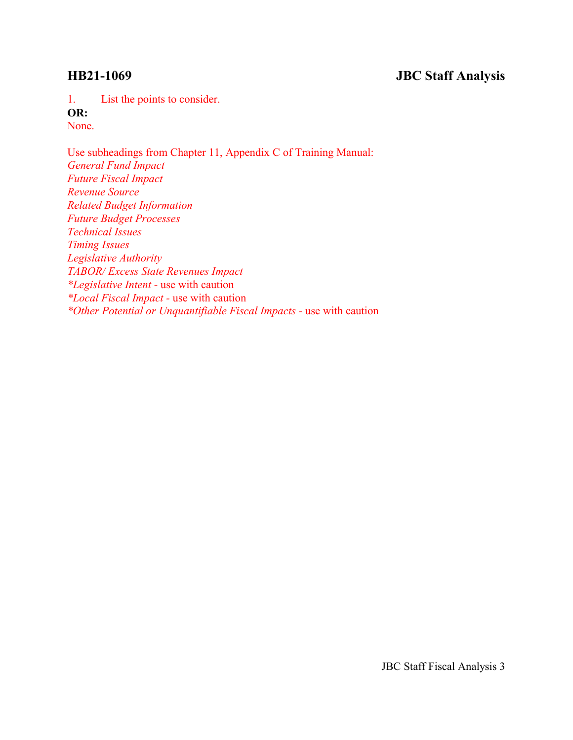**HB21-1069 JBC Staff Analysis**

1. List the points to consider.

**OR:**

None.

Use subheadings from Chapter 11, Appendix C of Training Manual:

*General Fund Impact*
*Future Fiscal Impact*
*Revenue Source*
*Related Budget Information*
*Future Budget Processes*
*Technical Issues*
*Timing Issues*
*Legislative Authority*
*TABOR/ Excess State Revenues Impact*
*\*Legislative Intent* - use with caution
*\*Local Fiscal Impact* - use with caution
*\*Other Potential or Unquantifiable Fiscal Impacts* - use with caution